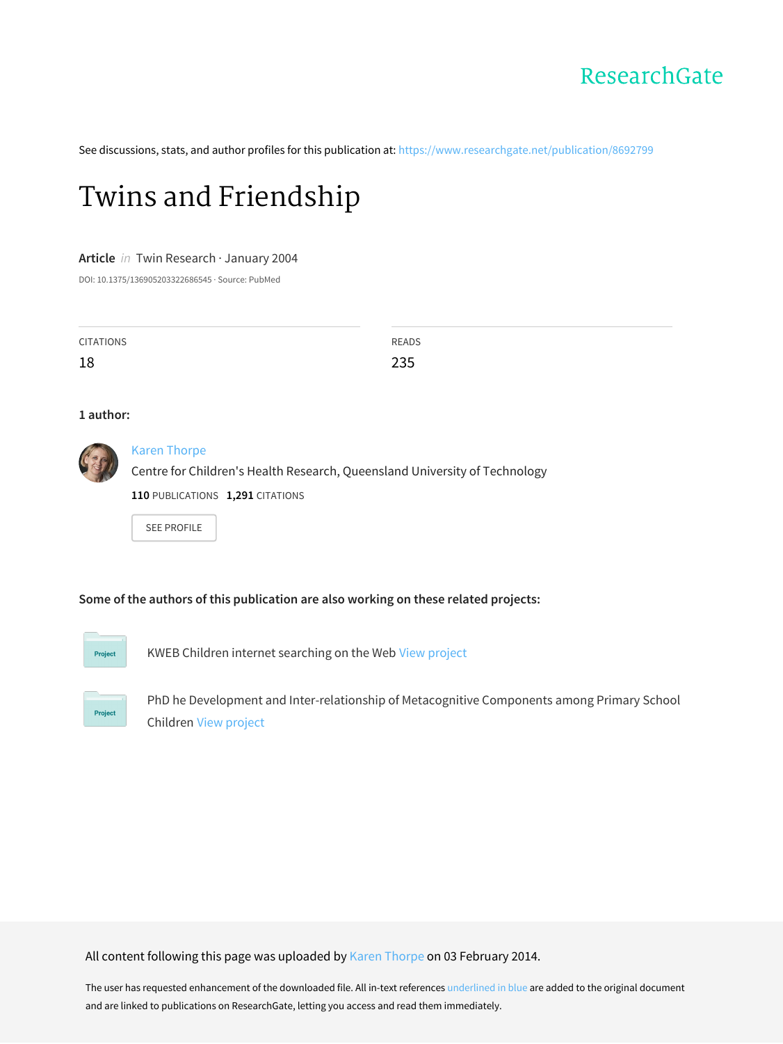ResearchGate

See discussions, stats, and author profiles for this publication at: https://www.researchgate.net/publication/8692799

# Twins and Friendship

**Article** *in* Twin Research · January 2004

DOI: 10.1375/136905203322686545 · Source: PubMed

| CITATIONS | READS |
| --- | --- |
| 18 | 235 |

**1 author:**

Karen Thorpe
Centre for Children's Health Research, Queensland University of Technology
**110** PUBLICATIONS **1,291** CITATIONS

SEE PROFILE

**Some of the authors of this publication are also working on these related projects:**

Project: KWEB Children internet searching on the Web View project

Project: PhD he Development and Inter-relationship of Metacognitive Components among Primary School Children View project

All content following this page was uploaded by Karen Thorpe on 03 February 2014.

The user has requested enhancement of the downloaded file. All in-text references underlined in blue are added to the original document and are linked to publications on ResearchGate, letting you access and read them immediately.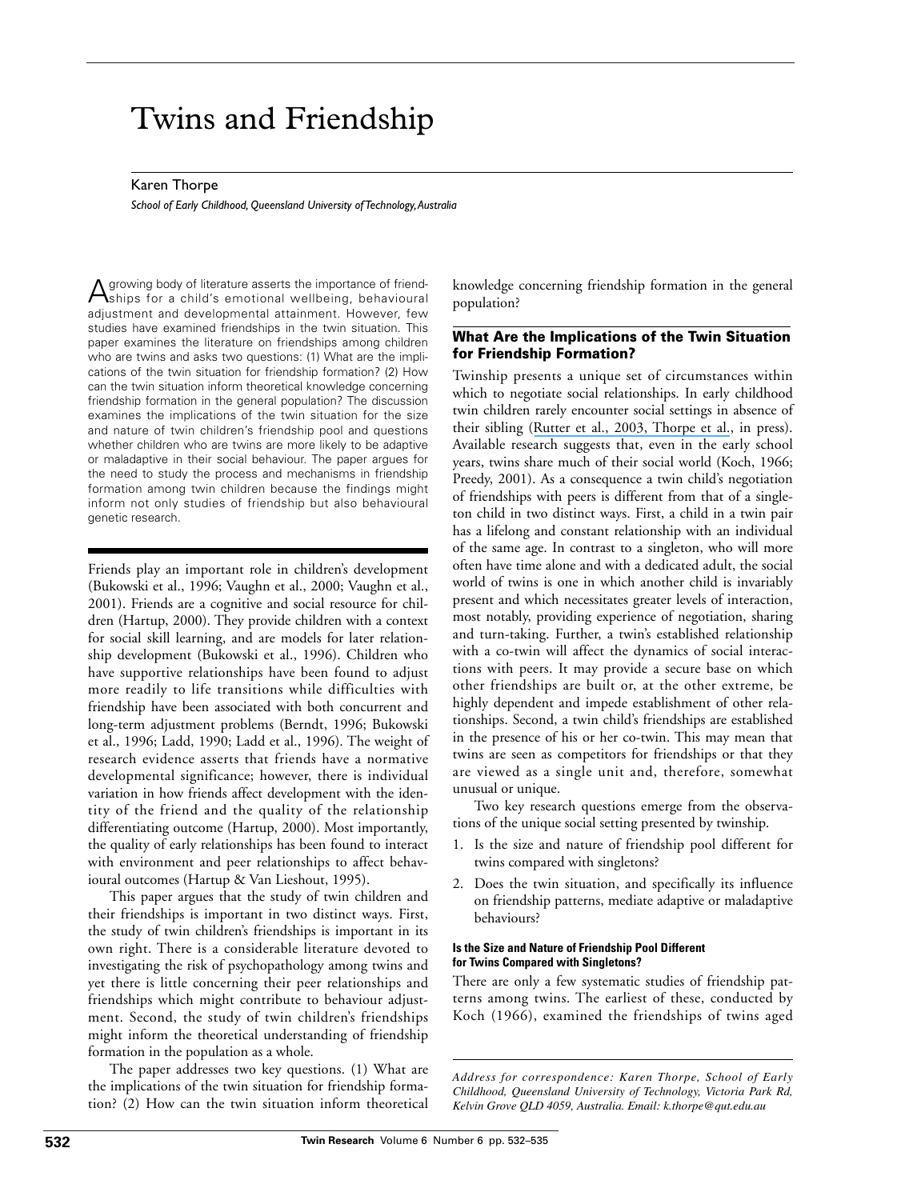# Twins and Friendship

Karen Thorpe

*School of Early Childhood, Queensland University of Technology, Australia*

A growing body of literature asserts the importance of friendships for a child's emotional wellbeing, behavioural adjustment and developmental attainment. However, few studies have examined friendships in the twin situation. This paper examines the literature on friendships among children who are twins and asks two questions: (1) What are the implications of the twin situation for friendship formation? (2) How can the twin situation inform theoretical knowledge concerning friendship formation in the general population? The discussion examines the implications of the twin situation for the size and nature of twin children's friendship pool and questions whether children who are twins are more likely to be adaptive or maladaptive in their social behaviour. The paper argues for the need to study the process and mechanisms in friendship formation among twin children because the findings might inform not only studies of friendship but also behavioural genetic research.

Friends play an important role in children's development (Bukowski et al., 1996; Vaughn et al., 2000; Vaughn et al., 2001). Friends are a cognitive and social resource for children (Hartup, 2000). They provide children with a context for social skill learning, and are models for later relationship development (Bukowski et al., 1996). Children who have supportive relationships have been found to adjust more readily to life transitions while difficulties with friendship have been associated with both concurrent and long-term adjustment problems (Berndt, 1996; Bukowski et al., 1996; Ladd, 1990; Ladd et al., 1996). The weight of research evidence asserts that friends have a normative developmental significance; however, there is individual variation in how friends affect development with the identity of the friend and the quality of the relationship differentiating outcome (Hartup, 2000). Most importantly, the quality of early relationships has been found to interact with environment and peer relationships to affect behavioural outcomes (Hartup & Van Lieshout, 1995).

This paper argues that the study of twin children and their friendships is important in two distinct ways. First, the study of twin children's friendships is important in its own right. There is a considerable literature devoted to investigating the risk of psychopathology among twins and yet there is little concerning their peer relationships and friendships which might contribute to behaviour adjustment. Second, the study of twin children's friendships might inform the theoretical understanding of friendship formation in the population as a whole.

The paper addresses two key questions. (1) What are the implications of the twin situation for friendship formation? (2) How can the twin situation inform theoretical knowledge concerning friendship formation in the general population?

## What Are the Implications of the Twin Situation for Friendship Formation?

Twinship presents a unique set of circumstances within which to negotiate social relationships. In early childhood twin children rarely encounter social settings in absence of their sibling (Rutter et al., 2003, Thorpe et al., in press). Available research suggests that, even in the early school years, twins share much of their social world (Koch, 1966; Preedy, 2001). As a consequence a twin child's negotiation of friendships with peers is different from that of a singleton child in two distinct ways. First, a child in a twin pair has a lifelong and constant relationship with an individual of the same age. In contrast to a singleton, who will more often have time alone and with a dedicated adult, the social world of twins is one in which another child is invariably present and which necessitates greater levels of interaction, most notably, providing experience of negotiation, sharing and turn-taking. Further, a twin's established relationship with a co-twin will affect the dynamics of social interactions with peers. It may provide a secure base on which other friendships are built or, at the other extreme, be highly dependent and impede establishment of other relationships. Second, a twin child's friendships are established in the presence of his or her co-twin. This may mean that twins are seen as competitors for friendships or that they are viewed as a single unit and, therefore, somewhat unusual or unique.

Two key research questions emerge from the observations of the unique social setting presented by twinship.

1. Is the size and nature of friendship pool different for twins compared with singletons?
2. Does the twin situation, and specifically its influence on friendship patterns, mediate adaptive or maladaptive behaviours?

#### Is the Size and Nature of Friendship Pool Different for Twins Compared with Singletons?

There are only a few systematic studies of friendship patterns among twins. The earliest of these, conducted by Koch (1966), examined the friendships of twins aged

*Address for correspondence: Karen Thorpe, School of Early Childhood, Queensland University of Technology, Victoria Park Rd, Kelvin Grove QLD 4059, Australia. Email: k.thorpe@qut.edu.au*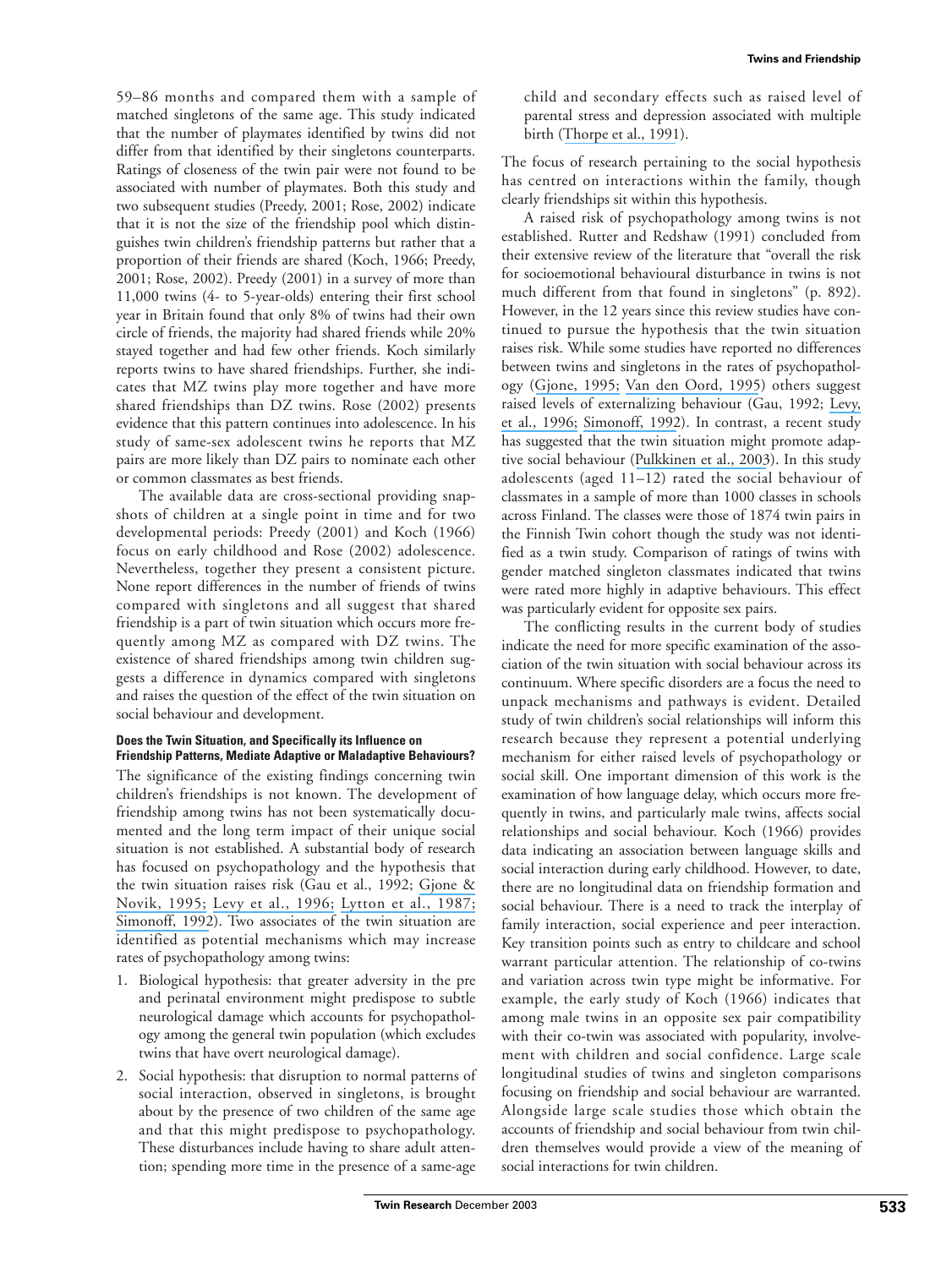59–86 months and compared them with a sample of matched singletons of the same age. This study indicated that the number of playmates identified by twins did not differ from that identified by their singletons counterparts. Ratings of closeness of the twin pair were not found to be associated with number of playmates. Both this study and two subsequent studies (Preedy, 2001; Rose, 2002) indicate that it is not the size of the friendship pool which distinguishes twin children's friendship patterns but rather that a proportion of their friends are shared (Koch, 1966; Preedy, 2001; Rose, 2002). Preedy (2001) in a survey of more than 11,000 twins (4- to 5-year-olds) entering their first school year in Britain found that only 8% of twins had their own circle of friends, the majority had shared friends while 20% stayed together and had few other friends. Koch similarly reports twins to have shared friendships. Further, she indicates that MZ twins play more together and have more shared friendships than DZ twins. Rose (2002) presents evidence that this pattern continues into adolescence. In his study of same-sex adolescent twins he reports that MZ pairs are more likely than DZ pairs to nominate each other or common classmates as best friends.

The available data are cross-sectional providing snapshots of children at a single point in time and for two developmental periods: Preedy (2001) and Koch (1966) focus on early childhood and Rose (2002) adolescence. Nevertheless, together they present a consistent picture. None report differences in the number of friends of twins compared with singletons and all suggest that shared friendship is a part of twin situation which occurs more frequently among MZ as compared with DZ twins. The existence of shared friendships among twin children suggests a difference in dynamics compared with singletons and raises the question of the effect of the twin situation on social behaviour and development.

#### Does the Twin Situation, and Specifically its Influence on Friendship Patterns, Mediate Adaptive or Maladaptive Behaviours?

The significance of the existing findings concerning twin children's friendships is not known. The development of friendship among twins has not been systematically documented and the long term impact of their unique social situation is not established. A substantial body of research has focused on psychopathology and the hypothesis that the twin situation raises risk (Gau et al., 1992; Gjone & Novik, 1995; Levy et al., 1996; Lytton et al., 1987; Simonoff, 1992). Two associates of the twin situation are identified as potential mechanisms which may increase rates of psychopathology among twins:

1. Biological hypothesis: that greater adversity in the pre and perinatal environment might predispose to subtle neurological damage which accounts for psychopathology among the general twin population (which excludes twins that have overt neurological damage).
2. Social hypothesis: that disruption to normal patterns of social interaction, observed in singletons, is brought about by the presence of two children of the same age and that this might predispose to psychopathology. These disturbances include having to share adult attention; spending more time in the presence of a same-age child and secondary effects such as raised level of parental stress and depression associated with multiple birth (Thorpe et al., 1991).

The focus of research pertaining to the social hypothesis has centred on interactions within the family, though clearly friendships sit within this hypothesis.

A raised risk of psychopathology among twins is not established. Rutter and Redshaw (1991) concluded from their extensive review of the literature that "overall the risk for socioemotional behavioural disturbance in twins is not much different from that found in singletons" (p. 892). However, in the 12 years since this review studies have continued to pursue the hypothesis that the twin situation raises risk. While some studies have reported no differences between twins and singletons in the rates of psychopathology (Gjone, 1995; Van den Oord, 1995) others suggest raised levels of externalizing behaviour (Gau, 1992; Levy, et al., 1996; Simonoff, 1992). In contrast, a recent study has suggested that the twin situation might promote adaptive social behaviour (Pulkkinen et al., 2003). In this study adolescents (aged 11–12) rated the social behaviour of classmates in a sample of more than 1000 classes in schools across Finland. The classes were those of 1874 twin pairs in the Finnish Twin cohort though the study was not identified as a twin study. Comparison of ratings of twins with gender matched singleton classmates indicated that twins were rated more highly in adaptive behaviours. This effect was particularly evident for opposite sex pairs.

The conflicting results in the current body of studies indicate the need for more specific examination of the association of the twin situation with social behaviour across its continuum. Where specific disorders are a focus the need to unpack mechanisms and pathways is evident. Detailed study of twin children's social relationships will inform this research because they represent a potential underlying mechanism for either raised levels of psychopathology or social skill. One important dimension of this work is the examination of how language delay, which occurs more frequently in twins, and particularly male twins, affects social relationships and social behaviour. Koch (1966) provides data indicating an association between language skills and social interaction during early childhood. However, to date, there are no longitudinal data on friendship formation and social behaviour. There is a need to track the interplay of family interaction, social experience and peer interaction. Key transition points such as entry to childcare and school warrant particular attention. The relationship of co-twins and variation across twin type might be informative. For example, the early study of Koch (1966) indicates that among male twins in an opposite sex pair compatibility with their co-twin was associated with popularity, involvement with children and social confidence. Large scale longitudinal studies of twins and singleton comparisons focusing on friendship and social behaviour are warranted. Alongside large scale studies those which obtain the accounts of friendship and social behaviour from twin children themselves would provide a view of the meaning of social interactions for twin children.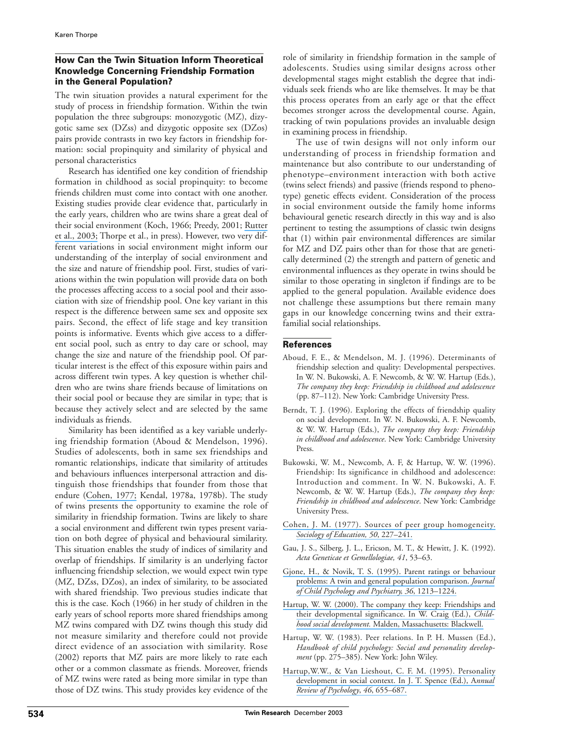### How Can the Twin Situation Inform Theoretical Knowledge Concerning Friendship Formation in the General Population?

The twin situation provides a natural experiment for the study of process in friendship formation. Within the twin population the three subgroups: monozygotic (MZ), dizygotic same sex (DZss) and dizygotic opposite sex (DZos) pairs provide contrasts in two key factors in friendship formation: social propinquity and similarity of physical and personal characteristics

Research has identified one key condition of friendship formation in childhood as social propinquity: to become friends children must come into contact with one another. Existing studies provide clear evidence that, particularly in the early years, children who are twins share a great deal of their social environment (Koch, 1966; Preedy, 2001; Rutter et al., 2003; Thorpe et al., in press). However, two very different variations in social environment might inform our understanding of the interplay of social environment and the size and nature of friendship pool. First, studies of variations within the twin population will provide data on both the processes affecting access to a social pool and their association with size of friendship pool. One key variant in this respect is the difference between same sex and opposite sex pairs. Second, the effect of life stage and key transition points is informative. Events which give access to a different social pool, such as entry to day care or school, may change the size and nature of the friendship pool. Of particular interest is the effect of this exposure within pairs and across different twin types. A key question is whether children who are twins share friends because of limitations on their social pool or because they are similar in type; that is because they actively select and are selected by the same individuals as friends.

Similarity has been identified as a key variable underlying friendship formation (Aboud & Mendelson, 1996). Studies of adolescents, both in same sex friendships and romantic relationships, indicate that similarity of attitudes and behaviours influences interpersonal attraction and distinguish those friendships that founder from those that endure (Cohen, 1977; Kendal, 1978a, 1978b). The study of twins presents the opportunity to examine the role of similarity in friendship formation. Twins are likely to share a social environment and different twin types present variation on both degree of physical and behavioural similarity. This situation enables the study of indices of similarity and overlap of friendships. If similarity is an underlying factor influencing friendship selection, we would expect twin type (MZ, DZss, DZos), an index of similarity, to be associated with shared friendship. Two previous studies indicate that this is the case. Koch (1966) in her study of children in the early years of school reports more shared friendships among MZ twins compared with DZ twins though this study did not measure similarity and therefore could not provide direct evidence of an association with similarity. Rose (2002) reports that MZ pairs are more likely to rate each other or a common classmate as friends. Moreover, friends of MZ twins were rated as being more similar in type than those of DZ twins. This study provides key evidence of the role of similarity in friendship formation in the sample of adolescents. Studies using similar designs across other developmental stages might establish the degree that individuals seek friends who are like themselves. It may be that this process operates from an early age or that the effect becomes stronger across the developmental course. Again, tracking of twin populations provides an invaluable design in examining process in friendship.

The use of twin designs will not only inform our understanding of process in friendship formation and maintenance but also contribute to our understanding of phenotype–environment interaction with both active (twins select friends) and passive (friends respond to phenotype) genetic effects evident. Consideration of the process in social environment outside the family home informs behavioural genetic research directly in this way and is also pertinent to testing the assumptions of classic twin designs that (1) within pair environmental differences are similar for MZ and DZ pairs other than for those that are genetically determined (2) the strength and pattern of genetic and environmental influences as they operate in twins should be similar to those operating in singleton if findings are to be applied to the general population. Available evidence does not challenge these assumptions but there remain many gaps in our knowledge concerning twins and their extra-familial social relationships.

### References

Aboud, F. E., & Mendelson, M. J. (1996). Determinants of friendship selection and quality: Developmental perspectives. In W. N. Bukowski, A. F. Newcomb, & W. W. Hartup (Eds.), *The company they keep: Friendship in childhood and adolescence* (pp. 87–112). New York: Cambridge University Press.

Berndt, T. J. (1996). Exploring the effects of friendship quality on social development. In W. N. Bukowski, A. F. Newcomb, & W. W. Hartup (Eds.), *The company they keep: Friendship in childhood and adolescence*. New York: Cambridge University Press.

Bukowski, W. M., Newcomb, A. F, & Hartup, W. W. (1996). Friendship: Its significance in childhood and adolescence: Introduction and comment. In W. N. Bukowski, A. F. Newcomb, & W. W. Hartup (Eds.), *The company they keep: Friendship in childhood and adolescence*. New York: Cambridge University Press.

Cohen, J. M. (1977). Sources of peer group homogeneity. *Sociology of Education, 50*, 227–241.

Gau, J. S., Silberg, J. L., Ericson, M. T., & Hewitt, J. K. (1992). *Acta Geneticae et Gemellologiae, 41*, 53–63.

Gjone, H., & Novik, T. S. (1995). Parent ratings or behaviour problems: A twin and general population comparison. *Journal of Child Psychology and Psychiatry, 36*, 1213–1224.

Hartup, W. W. (2000). The company they keep: Friendships and their developmental significance. In W. Craig (Ed.), *Childhood social development.* Malden, Massachusetts: Blackwell.

Hartup, W. W. (1983). Peer relations. In P. H. Mussen (Ed.), *Handbook of child psychology: Social and personality development* (pp. 275–385). New York: John Wiley.

Hartup,W.W., & Van Lieshout, C. F. M. (1995). Personality development in social context. In J. T. Spence (Ed.), A*nnual Review of Psychology*, *46*, 655–687.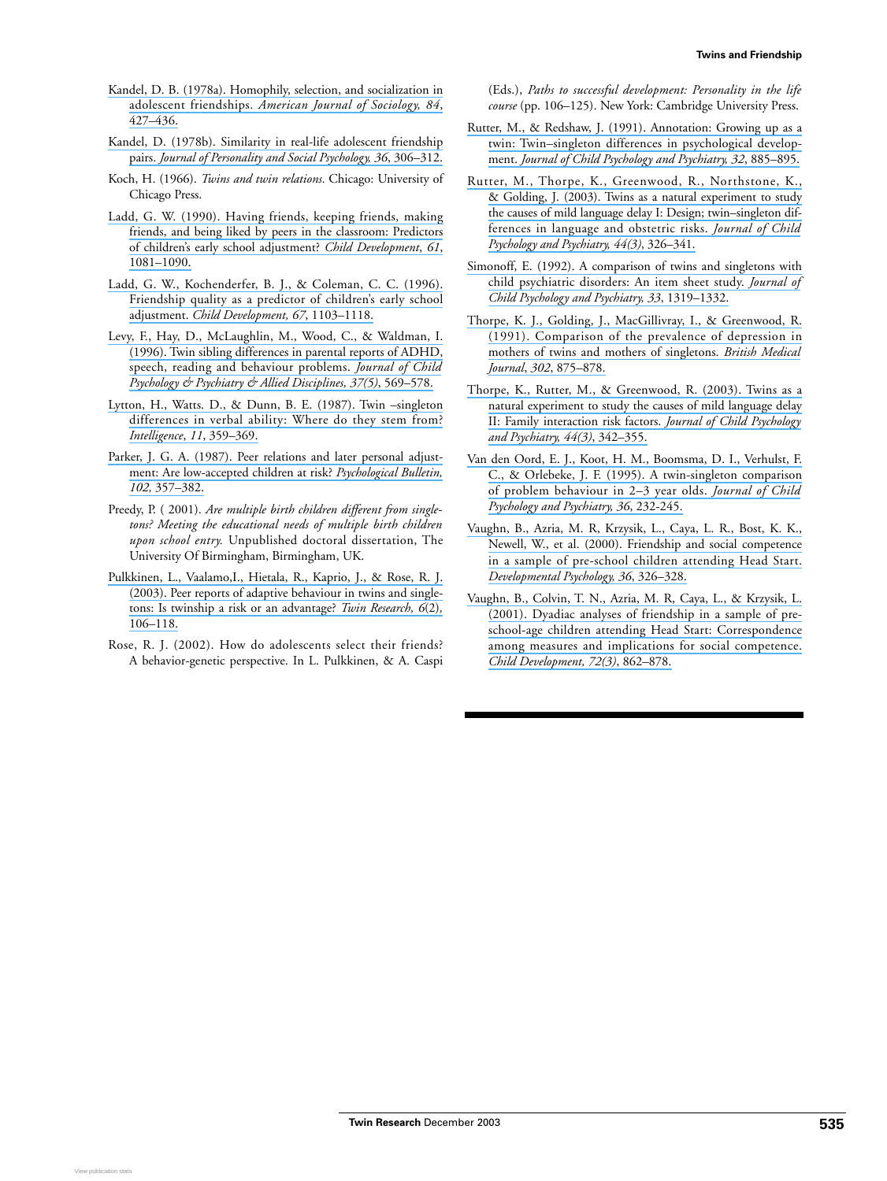Kandel, D. B. (1978a). Homophily, selection, and socialization in adolescent friendships. *American Journal of Sociology, 84*, 427–436.

Kandel, D. (1978b). Similarity in real-life adolescent friendship pairs. *Journal of Personality and Social Psychology, 36*, 306–312.

Koch, H. (1966). *Twins and twin relations*. Chicago: University of Chicago Press.

Ladd, G. W. (1990). Having friends, keeping friends, making friends, and being liked by peers in the classroom: Predictors of children's early school adjustment? *Child Development, 61*, 1081–1090.

Ladd, G. W., Kochenderfer, B. J., & Coleman, C. C. (1996). Friendship quality as a predictor of children's early school adjustment. *Child Development, 67*, 1103–1118.

Levy, F., Hay, D., McLaughlin, M., Wood, C., & Waldman, I. (1996). Twin sibling differences in parental reports of ADHD, speech, reading and behaviour problems. *Journal of Child Psychology & Psychiatry & Allied Disciplines, 37(5)*, 569–578.

Lytton, H., Watts. D., & Dunn, B. E. (1987). Twin –singleton differences in verbal ability: Where do they stem from? *Intelligence, 11*, 359–369.

Parker, J. G. A. (1987). Peer relations and later personal adjustment: Are low-accepted children at risk? *Psychological Bulletin, 102,* 357–382.

Preedy, P. ( 2001). *Are multiple birth children different from singletons? Meeting the educational needs of multiple birth children upon school entry.* Unpublished doctoral dissertation, The University Of Birmingham, Birmingham, UK.

Pulkkinen, L., Vaalamo,I., Hietala, R., Kaprio, J., & Rose, R. J. (2003). Peer reports of adaptive behaviour in twins and singletons: Is twinship a risk or an advantage? *Twin Research, 6*(2), 106–118.

Rose, R. J. (2002). How do adolescents select their friends? A behavior-genetic perspective. In L. Pulkkinen, & A. Caspi (Eds.), *Paths to successful development: Personality in the life course* (pp. 106–125). New York: Cambridge University Press.

Rutter, M., & Redshaw, J. (1991). Annotation: Growing up as a twin: Twin–singleton differences in psychological development. *Journal of Child Psychology and Psychiatry, 32*, 885–895.

Rutter, M., Thorpe, K., Greenwood, R., Northstone, K., & Golding, J. (2003). Twins as a natural experiment to study the causes of mild language delay I: Design; twin–singleton differences in language and obstetric risks. *Journal of Child Psychology and Psychiatry, 44(3)*, 326–341.

Simonoff, E. (1992). A comparison of twins and singletons with child psychiatric disorders: An item sheet study. *Journal of Child Psychology and Psychiatry, 33*, 1319–1332.

Thorpe, K. J., Golding, J., MacGillivray, I., & Greenwood, R. (1991). Comparison of the prevalence of depression in mothers of twins and mothers of singletons. *British Medical Journal, 302*, 875–878.

Thorpe, K., Rutter, M., & Greenwood, R. (2003). Twins as a natural experiment to study the causes of mild language delay II: Family interaction risk factors. *Journal of Child Psychology and Psychiatry, 44(3)*, 342–355.

Van den Oord, E. J., Koot, H. M., Boomsma, D. I., Verhulst, F. C., & Orlebeke, J. F. (1995). A twin-singleton comparison of problem behaviour in 2–3 year olds. *Journal of Child Psychology and Psychiatry, 36*, 232-245.

Vaughn, B., Azria, M. R, Krzysik, L., Caya, L. R., Bost, K. K., Newell, W., et al. (2000). Friendship and social competence in a sample of pre-school children attending Head Start. *Developmental Psychology, 36*, 326–328.

Vaughn, B., Colvin, T. N., Azria, M. R, Caya, L., & Krzysik, L. (2001). Dyadic analyses of friendship in a sample of preschool-age children attending Head Start: Correspondence among measures and implications for social competence. *Child Development, 72(3)*, 862–878.